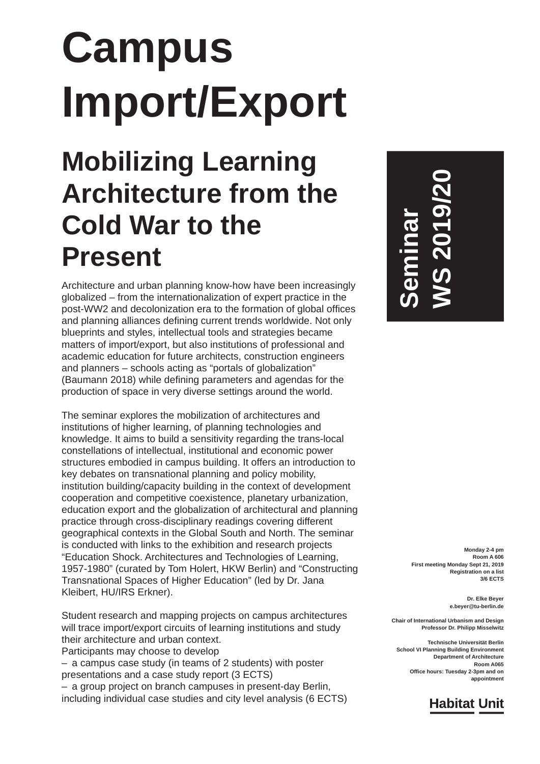# Campus Import/Export

## Mobilizing Learning Architecture from the Cold War to the Present

**Seminar WS 2019/20**

Architecture and urban planning know-how have been increasingly globalized – from the internationalization of expert practice in the post-WW2 and decolonization era to the formation of global offices and planning alliances defining current trends worldwide. Not only blueprints and styles, intellectual tools and strategies became matters of import/export, but also institutions of professional and academic education for future architects, construction engineers and planners – schools acting as "portals of globalization" (Baumann 2018) while defining parameters and agendas for the production of space in very diverse settings around the world.

The seminar explores the mobilization of architectures and institutions of higher learning, of planning technologies and knowledge. It aims to build a sensitivity regarding the trans-local constellations of intellectual, institutional and economic power structures embodied in campus building. It offers an introduction to key debates on transnational planning and policy mobility, institution building/capacity building in the context of development cooperation and competitive coexistence, planetary urbanization, education export and the globalization of architectural and planning practice through cross-disciplinary readings covering different geographical contexts in the Global South and North. The seminar is conducted with links to the exhibition and research projects "Education Shock. Architectures and Technologies of Learning, 1957-1980" (curated by Tom Holert, HKW Berlin) and "Constructing Transnational Spaces of Higher Education" (led by Dr. Jana Kleibert, HU/IRS Erkner).

Student research and mapping projects on campus architectures will trace import/export circuits of learning institutions and study their architecture and urban context.
Participants may choose to develop
– a campus case study (in teams of 2 students) with poster presentations and a case study report (3 ECTS)
– a group project on branch campuses in present-day Berlin, including individual case studies and city level analysis (6 ECTS)

**Monday 2-4 pm**
**Room A 606**
**First meeting Monday Sept 21, 2019**
**Registration on a list**
**3/6 ECTS**

**Dr. Elke Beyer**
**e.beyer@tu-berlin.de**

**Chair of International Urbanism and Design**
**Professor Dr. Philipp Misselwitz**

**Technische Universität Berlin**
**School VI Planning Building Environment**
**Department of Architecture**
**Room A065**
**Office hours: Tuesday 2-3pm and on appointment**

**Habitat Unit**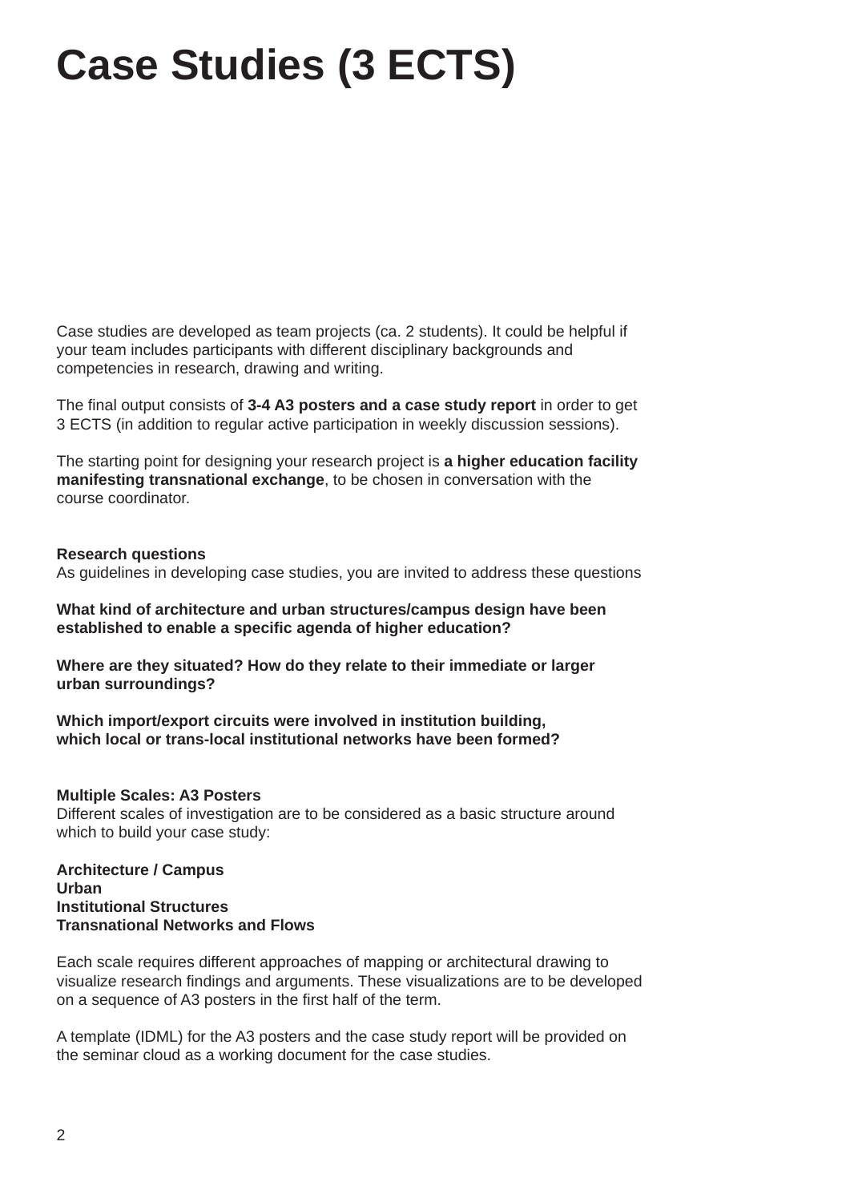# Case Studies (3 ECTS)

Case studies are developed as team projects (ca. 2 students). It could be helpful if your team includes participants with different disciplinary backgrounds and competencies in research, drawing and writing.

The final output consists of **3-4 A3 posters and a case study report** in order to get 3 ECTS (in addition to regular active participation in weekly discussion sessions).

The starting point for designing your research project is **a higher education facility manifesting transnational exchange**, to be chosen in conversation with the course coordinator.

**Research questions**
As guidelines in developing case studies, you are invited to address these questions

**What kind of architecture and urban structures/campus design have been established to enable a specific agenda of higher education?**

**Where are they situated? How do they relate to their immediate or larger urban surroundings?**

**Which import/export circuits were involved in institution building, which local or trans-local institutional networks have been formed?**

**Multiple Scales: A3 Posters**
Different scales of investigation are to be considered as a basic structure around which to build your case study:

**Architecture / Campus**
**Urban**
**Institutional Structures**
**Transnational Networks and Flows**

Each scale requires different approaches of mapping or architectural drawing to visualize research findings and arguments. These visualizations are to be developed on a sequence of A3 posters in the first half of the term.

A template (IDML) for the A3 posters and the case study report will be provided on the seminar cloud as a working document for the case studies.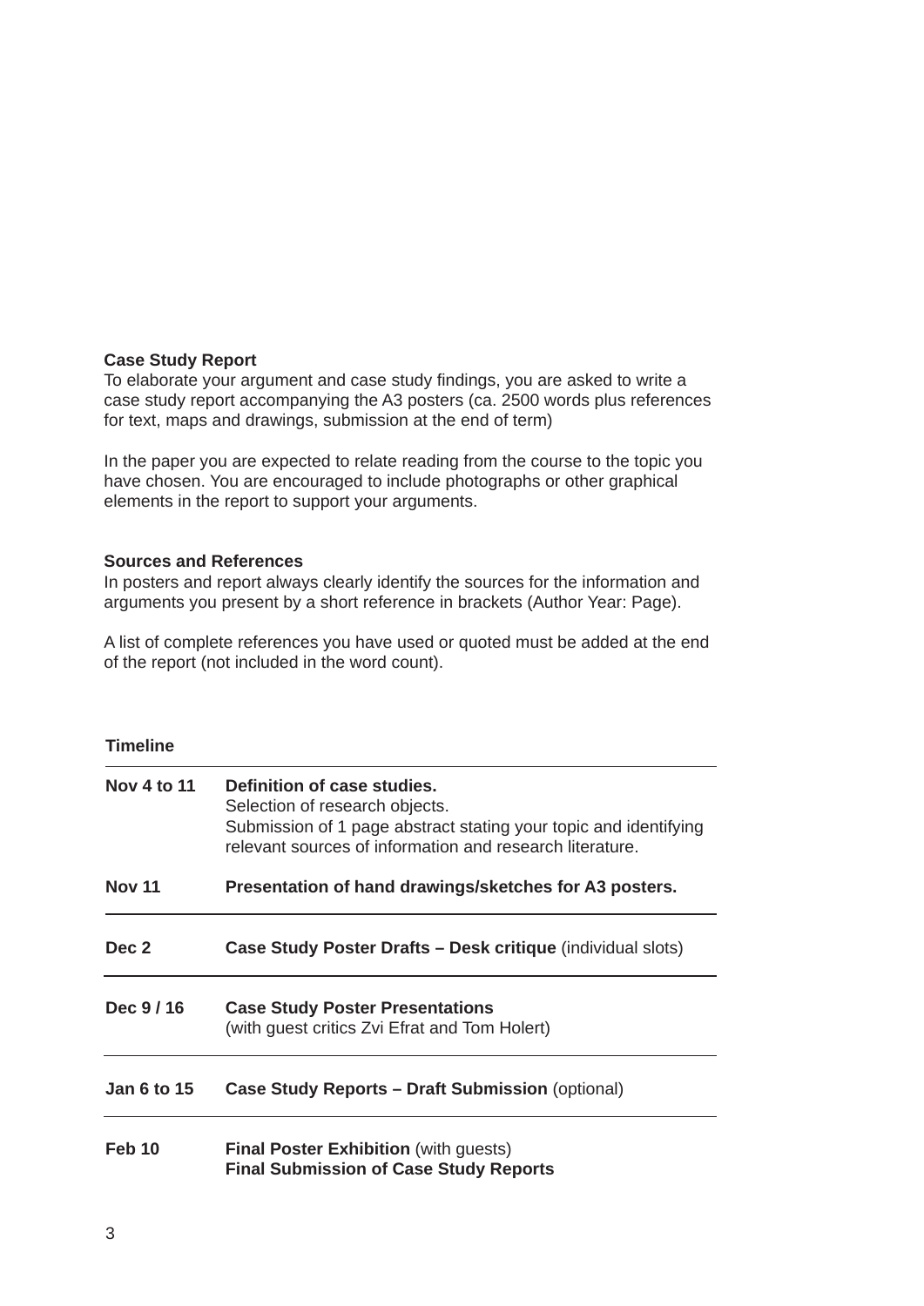**Case Study Report**

To elaborate your argument and case study findings, you are asked to write a case study report accompanying the A3 posters (ca. 2500 words plus references for text, maps and drawings, submission at the end of term)

In the paper you are expected to relate reading from the course to the topic you have chosen. You are encouraged to include photographs or other graphical elements in the report to support your arguments.

**Sources and References**

In posters and report always clearly identify the sources for the information and arguments you present by a short reference in brackets (Author Year: Page).

A list of complete references you have used or quoted must be added at the end of the report (not included in the word count).

**Timeline**

| | |
|---|---|
| **Nov 4 to 11** | **Definition of case studies.**<br>Selection of research objects.<br>Submission of 1 page abstract stating your topic and identifying relevant sources of information and research literature. |
| **Nov 11** | **Presentation of hand drawings/sketches for A3 posters.** |
| **Dec 2** | **Case Study Poster Drafts – Desk critique** (individual slots) |
| **Dec 9 / 16** | **Case Study Poster Presentations**<br>(with guest critics Zvi Efrat and Tom Holert) |
| **Jan 6 to 15** | **Case Study Reports – Draft Submission** (optional) |
| **Feb 10** | **Final Poster Exhibition** (with guests)<br>**Final Submission of Case Study Reports** |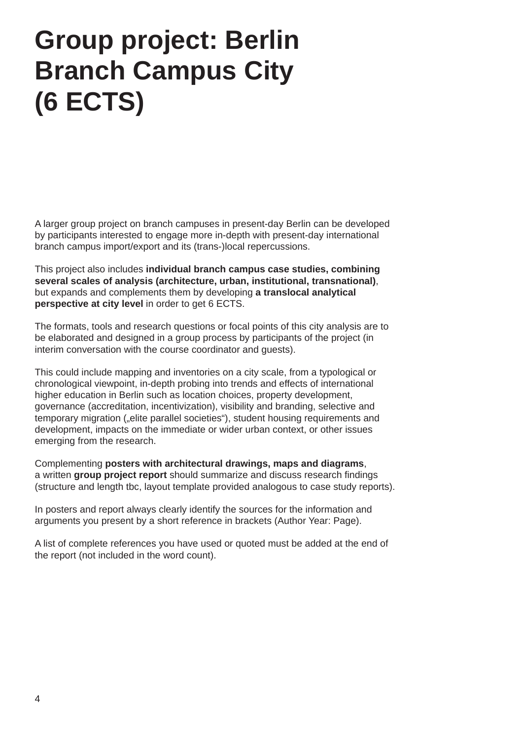# Group project: Berlin Branch Campus City (6 ECTS)

A larger group project on branch campuses in present-day Berlin can be developed by participants interested to engage more in-depth with present-day international branch campus import/export and its (trans-)local repercussions.

This project also includes **individual branch campus case studies, combining several scales of analysis (architecture, urban, institutional, transnational)**, but expands and complements them by developing **a translocal analytical perspective at city level** in order to get 6 ECTS.

The formats, tools and research questions or focal points of this city analysis are to be elaborated and designed in a group process by participants of the project (in interim conversation with the course coordinator and guests).

This could include mapping and inventories on a city scale, from a typological or chronological viewpoint, in-depth probing into trends and effects of international higher education in Berlin such as location choices, property development, governance (accreditation, incentivization), visibility and branding, selective and temporary migration („elite parallel societies"), student housing requirements and development, impacts on the immediate or wider urban context, or other issues emerging from the research.

Complementing **posters with architectural drawings, maps and diagrams**, a written **group project report** should summarize and discuss research findings (structure and length tbc, layout template provided analogous to case study reports).

In posters and report always clearly identify the sources for the information and arguments you present by a short reference in brackets (Author Year: Page).

A list of complete references you have used or quoted must be added at the end of the report (not included in the word count).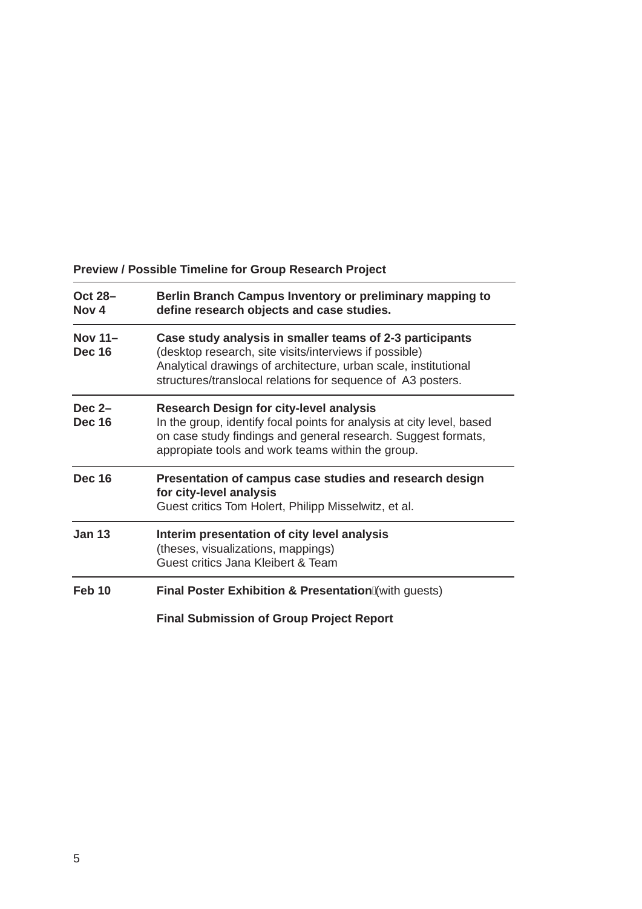**Preview / Possible Timeline for Group Research Project**

| | |
|---|---|
| **Oct 28–Nov 4** | **Berlin Branch Campus Inventory or preliminary mapping to define research objects and case studies.** |
| **Nov 11–Dec 16** | **Case study analysis in smaller teams of 2-3 participants**<br>(desktop research, site visits/interviews if possible)<br>Analytical drawings of architecture, urban scale, institutional structures/translocal relations for sequence of A3 posters. |
| **Dec 2–Dec 16** | **Research Design for city-level analysis**<br>In the group, identify focal points for analysis at city level, based on case study findings and general research. Suggest formats, appropiate tools and work teams within the group. |
| **Dec 16** | **Presentation of campus case studies and research design for city-level analysis**<br>Guest critics Tom Holert, Philipp Misselwitz, et al. |
| **Jan 13** | **Interim presentation of city level analysis**<br>(theses, visualizations, mappings)<br>Guest critics Jana Kleibert & Team |
| **Feb 10** | **Final Poster Exhibition & Presentation** (with guests)<br><br>**Final Submission of Group Project Report** |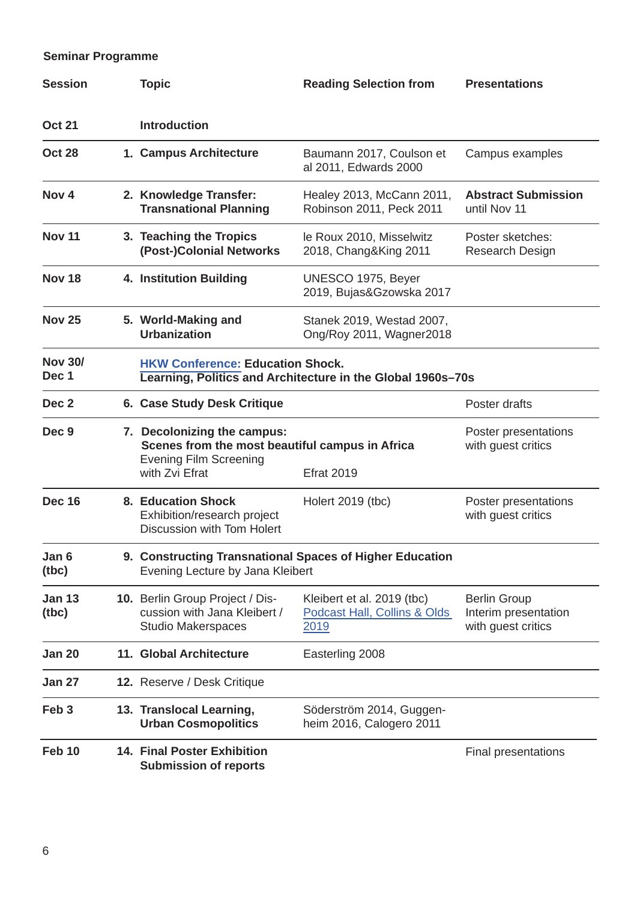**Seminar Programme**

| Session | Topic | Reading Selection from | Presentations |
|---|---|---|---|
| Oct 21 | Introduction | | |
| Oct 28 | 1. **Campus Architecture** | Baumann 2017, Coulson et al 2011, Edwards 2000 | Campus examples |
| Nov 4 | 2. **Knowledge Transfer: Transnational Planning** | Healey 2013, McCann 2011, Robinson 2011, Peck 2011 | **Abstract Submission** until Nov 11 |
| Nov 11 | 3. **Teaching the Tropics (Post-)Colonial Networks** | le Roux 2010, Misselwitz 2018, Chang&King 2011 | Poster sketches: Research Design |
| Nov 18 | 4. **Institution Building** | UNESCO 1975, Beyer 2019, Bujas&Gzowska 2017 | |
| Nov 25 | 5. **World-Making and Urbanization** | Stanek 2019, Westad 2007, Ong/Roy 2011, Wagner2018 | |
| Nov 30/ Dec 1 | **HKW Conference: Education Shock. Learning, Politics and Architecture in the Global 1960s–70s** | | |
| Dec 2 | 6. **Case Study Desk Critique** | | Poster drafts |
| Dec 9 | 7. **Decolonizing the campus: Scenes from the most beautiful campus in Africa** Evening Film Screening with Zvi Efrat | Efrat 2019 | Poster presentations with guest critics |
| Dec 16 | 8. **Education Shock** Exhibition/research project Discussion with Tom Holert | Holert 2019 (tbc) | Poster presentations with guest critics |
| Jan 6 (tbc) | 9. **Constructing Transnational Spaces of Higher Education** Evening Lecture by Jana Kleibert | | |
| Jan 13 (tbc) | **10.** Berlin Group Project / Discussion with Jana Kleibert / Studio Makerspaces | Kleibert et al. 2019 (tbc) Podcast Hall, Collins & Olds 2019 | Berlin Group Interim presentation with guest critics |
| Jan 20 | 11. **Global Architecture** | Easterling 2008 | |
| Jan 27 | **12.** Reserve / Desk Critique | | |
| Feb 3 | 13. **Translocal Learning, Urban Cosmopolitics** | Söderström 2014, Guggenheim 2016, Calogero 2011 | |
| Feb 10 | 14. **Final Poster Exhibition Submission of reports** | | Final presentations |